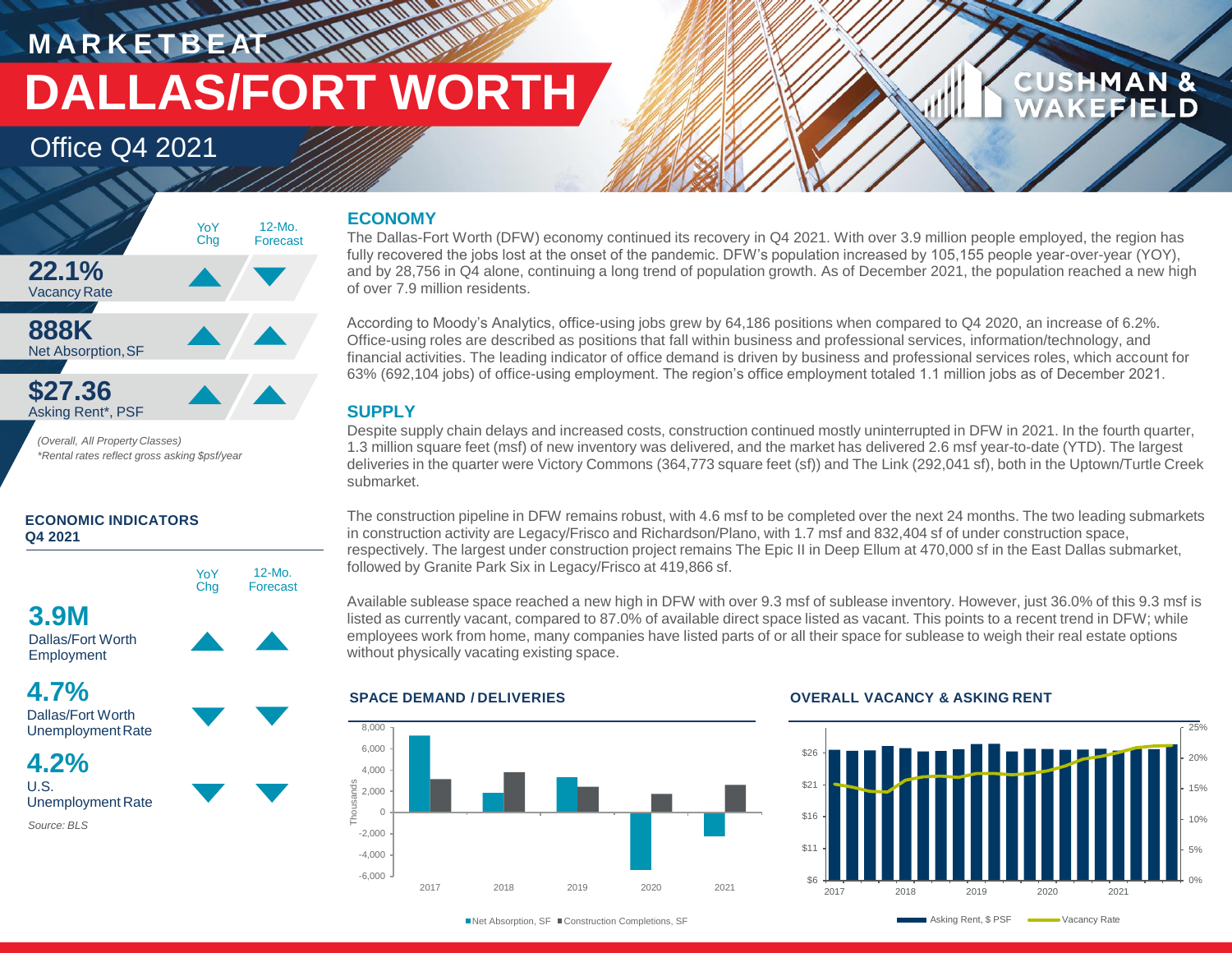# MARKETBEAT

# DALLAS/FORT WORTH

## Office Q4 2021

| | YoY Chg | 12-Mo. Forecast |
|---|---|---|
| **22.1%** Vacancy Rate | ▲ | ▼ |
| **888K** Net Absorption, SF | ▲ | ▲ |
| **$27.36** Asking Rent*, PSF | ▲ | ▲ |

*(Overall, All Property Classes)*
*\*Rental rates reflect gross asking $psf/year*

**ECONOMIC INDICATORS Q4 2021**

| | YoY Chg | 12-Mo. Forecast |
|---|---|---|
| **3.9M** Dallas/Fort Worth Employment | ▲ | ▲ |
| **4.7%** Dallas/Fort Worth Unemployment Rate | ▼ | ▼ |
| **4.2%** U.S. Unemployment Rate | ▼ | ▼ |

*Source: BLS*

## ECONOMY

The Dallas-Fort Worth (DFW) economy continued its recovery in Q4 2021. With over 3.9 million people employed, the region has fully recovered the jobs lost at the onset of the pandemic. DFW's population increased by 105,155 people year-over-year (YOY), and by 28,756 in Q4 alone, continuing a long trend of population growth. As of December 2021, the population reached a new high of over 7.9 million residents.

According to Moody's Analytics, office-using jobs grew by 64,186 positions when compared to Q4 2020, an increase of 6.2%. Office-using roles are described as positions that fall within business and professional services, information/technology, and financial activities. The leading indicator of office demand is driven by business and professional services roles, which account for 63% (692,104 jobs) of office-using employment. The region's office employment totaled 1.1 million jobs as of December 2021.

## SUPPLY

Despite supply chain delays and increased costs, construction continued mostly uninterrupted in DFW in 2021. In the fourth quarter, 1.3 million square feet (msf) of new inventory was delivered, and the market has delivered 2.6 msf year-to-date (YTD). The largest deliveries in the quarter were Victory Commons (364,773 square feet (sf)) and The Link (292,041 sf), both in the Uptown/Turtle Creek submarket.

The construction pipeline in DFW remains robust, with 4.6 msf to be completed over the next 24 months. The two leading submarkets in construction activity are Legacy/Frisco and Richardson/Plano, with 1.7 msf and 832,404 sf of under construction space, respectively. The largest under construction project remains The Epic II in Deep Ellum at 470,000 sf in the East Dallas submarket, followed by Granite Park Six in Legacy/Frisco at 419,866 sf.

Available sublease space reached a new high in DFW with over 9.3 msf of sublease inventory. However, just 36.0% of this 9.3 msf is listed as currently vacant, compared to 87.0% of available direct space listed as vacant. This points to a recent trend in DFW; while employees work from home, many companies have listed parts of or all their space for sublease to weigh their real estate options without physically vacating existing space.

**SPACE DEMAND / DELIVERIES**

■Net Absorption, SF ■Construction Completions, SF

**OVERALL VACANCY & ASKING RENT**

Asking Rent, $ PSF — Vacancy Rate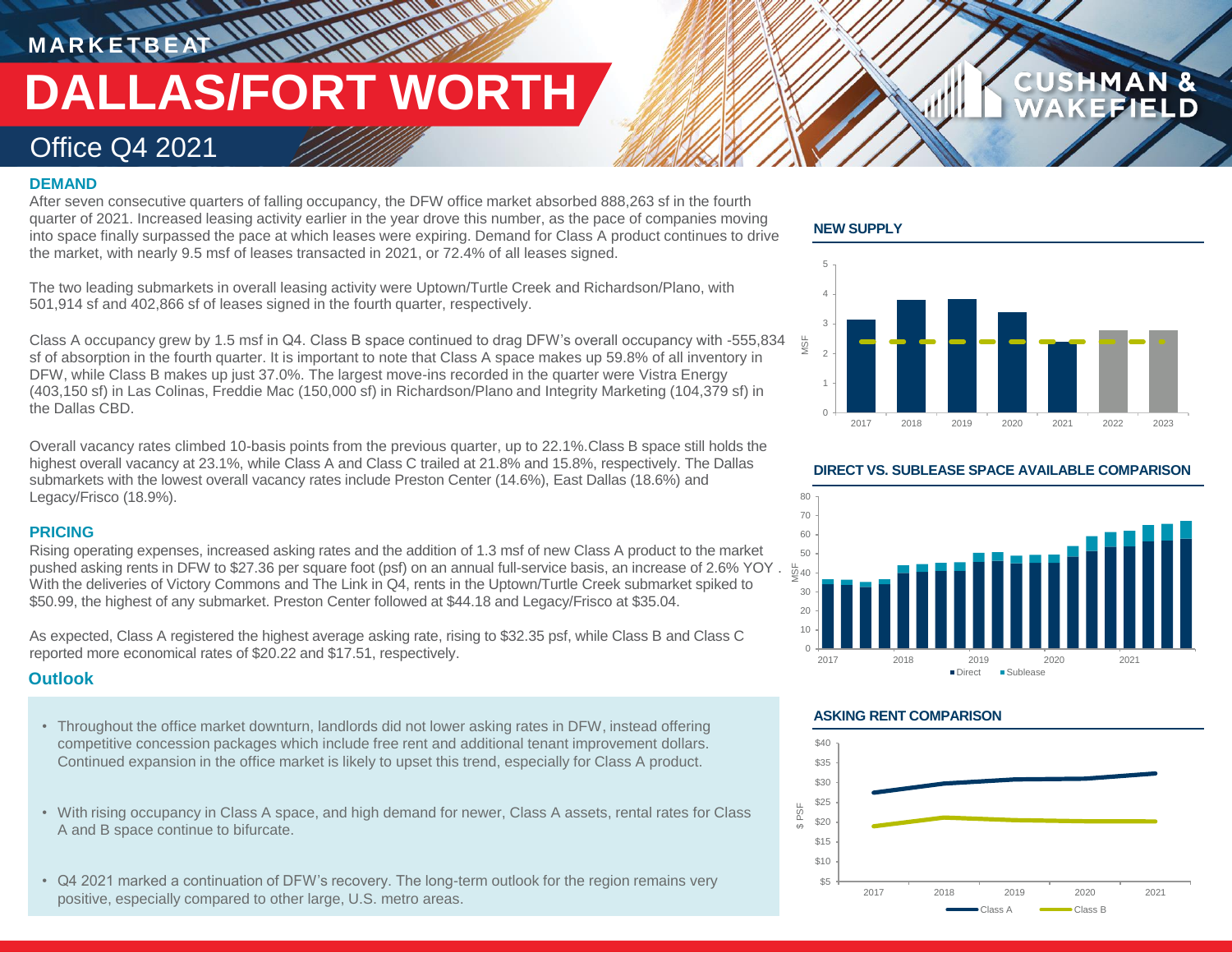MARKETBEAT

# DALLAS/FORT WORTH

## Office Q4 2021

### DEMAND

After seven consecutive quarters of falling occupancy, the DFW office market absorbed 888,263 sf in the fourth quarter of 2021. Increased leasing activity earlier in the year drove this number, as the pace of companies moving into space finally surpassed the pace at which leases were expiring. Demand for Class A product continues to drive the market, with nearly 9.5 msf of leases transacted in 2021, or 72.4% of all leases signed.

The two leading submarkets in overall leasing activity were Uptown/Turtle Creek and Richardson/Plano, with 501,914 sf and 402,866 sf of leases signed in the fourth quarter, respectively.

Class A occupancy grew by 1.5 msf in Q4. Class B space continued to drag DFW's overall occupancy with -555,834 sf of absorption in the fourth quarter. It is important to note that Class A space makes up 59.8% of all inventory in DFW, while Class B makes up just 37.0%. The largest move-ins recorded in the quarter were Vistra Energy (403,150 sf) in Las Colinas, Freddie Mac (150,000 sf) in Richardson/Plano and Integrity Marketing (104,379 sf) in the Dallas CBD.

Overall vacancy rates climbed 10-basis points from the previous quarter, up to 22.1%.Class B space still holds the highest overall vacancy at 23.1%, while Class A and Class C trailed at 21.8% and 15.8%, respectively. The Dallas submarkets with the lowest overall vacancy rates include Preston Center (14.6%), East Dallas (18.6%) and Legacy/Frisco (18.9%).

### PRICING

Rising operating expenses, increased asking rates and the addition of 1.3 msf of new Class A product to the market pushed asking rents in DFW to $27.36 per square foot (psf) on an annual full-service basis, an increase of 2.6% YOY . With the deliveries of Victory Commons and The Link in Q4, rents in the Uptown/Turtle Creek submarket spiked to $50.99, the highest of any submarket. Preston Center followed at $44.18 and Legacy/Frisco at $35.04.

As expected, Class A registered the highest average asking rate, rising to $32.35 psf, while Class B and Class C reported more economical rates of $20.22 and $17.51, respectively.

### Outlook

- Throughout the office market downturn, landlords did not lower asking rates in DFW, instead offering competitive concession packages which include free rent and additional tenant improvement dollars. Continued expansion in the office market is likely to upset this trend, especially for Class A product.
- With rising occupancy in Class A space, and high demand for newer, Class A assets, rental rates for Class A and B space continue to bifurcate.
- Q4 2021 marked a continuation of DFW's recovery. The long-term outlook for the region remains very positive, especially compared to other large, U.S. metro areas.

### NEW SUPPLY

### DIRECT VS. SUBLEASE SPACE AVAILABLE COMPARISON

### ASKING RENT COMPARISON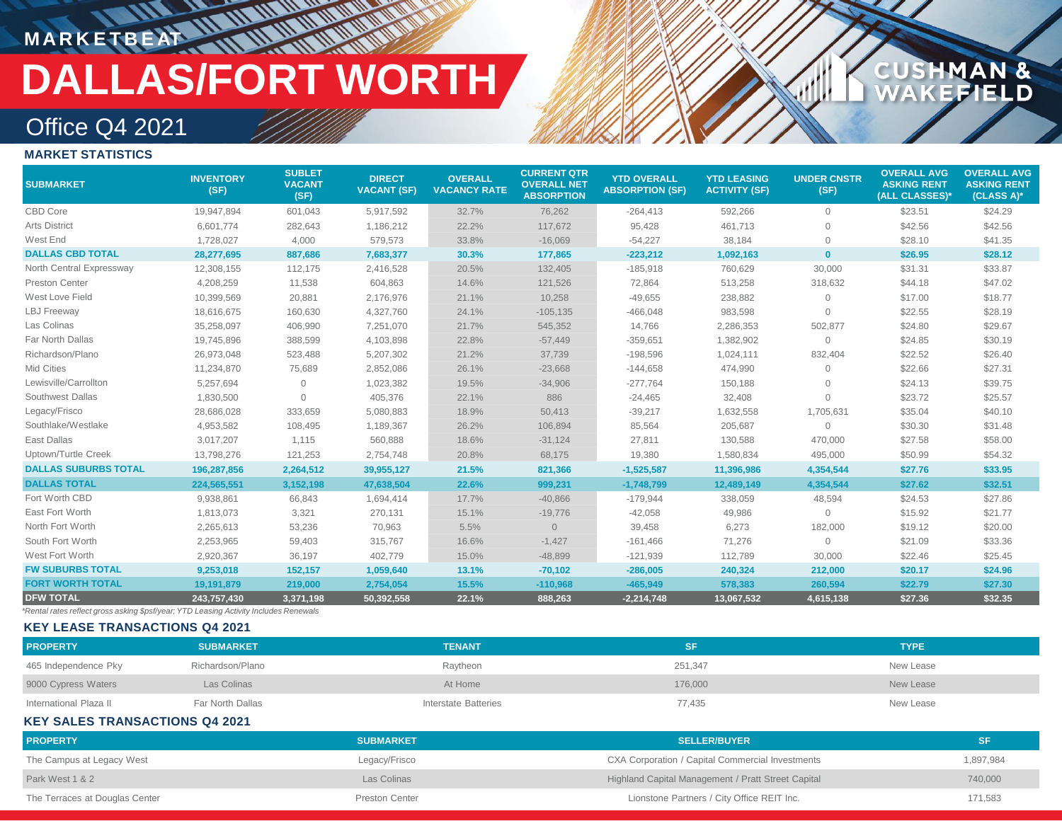MARKETBEAT

# DALLAS/FORT WORTH

## Office Q4 2021

### MARKET STATISTICS

| SUBMARKET | INVENTORY (SF) | SUBLET VACANT (SF) | DIRECT VACANT (SF) | OVERALL VACANCY RATE | CURRENT QTR OVERALL NET ABSORPTION | YTD OVERALL ABSORPTION (SF) | YTD LEASING ACTIVITY (SF) | UNDER CNSTR (SF) | OVERALL AVG ASKING RENT (ALL CLASSES)* | OVERALL AVG ASKING RENT (CLASS A)* |
|---|---|---|---|---|---|---|---|---|---|---|
| CBD Core | 19,947,894 | 601,043 | 5,917,592 | 32.7% | 76,262 | -264,413 | 592,266 | 0 | $23.51 | $24.29 |
| Arts District | 6,601,774 | 282,643 | 1,186,212 | 22.2% | 117,672 | 95,428 | 461,713 | 0 | $42.56 | $42.56 |
| West End | 1,728,027 | 4,000 | 579,573 | 33.8% | -16,069 | -54,227 | 38,184 | 0 | $28.10 | $41.35 |
| **DALLAS CBD TOTAL** | **28,277,695** | **887,686** | **7,683,377** | **30.3%** | **177,865** | **-223,212** | **1,092,163** | **0** | **$26.95** | **$28.12** |
| North Central Expressway | 12,308,155 | 112,175 | 2,416,528 | 20.5% | 132,405 | -185,918 | 760,629 | 30,000 | $31.31 | $33.87 |
| Preston Center | 4,208,259 | 11,538 | 604,863 | 14.6% | 121,526 | 72,864 | 513,258 | 318,632 | $44.18 | $47.02 |
| West Love Field | 10,399,569 | 20,881 | 2,176,976 | 21.1% | 10,258 | -49,655 | 238,882 | 0 | $17.00 | $18.77 |
| LBJ Freeway | 18,616,675 | 160,630 | 4,327,760 | 24.1% | -105,135 | -466,048 | 983,598 | 0 | $22.55 | $28.19 |
| Las Colinas | 35,258,097 | 406,990 | 7,251,070 | 21.7% | 545,352 | 14,766 | 2,286,353 | 502,877 | $24.80 | $29.67 |
| Far North Dallas | 19,745,896 | 388,599 | 4,103,898 | 22.8% | -57,449 | -359,651 | 1,382,902 | 0 | $24.85 | $30.19 |
| Richardson/Plano | 26,973,048 | 523,488 | 5,207,302 | 21.2% | 37,739 | -198,596 | 1,024,111 | 832,404 | $22.52 | $26.40 |
| Mid Cities | 11,234,870 | 75,689 | 2,852,086 | 26.1% | -23,668 | -144,658 | 474,990 | 0 | $22.66 | $27.31 |
| Lewisville/Carrollton | 5,257,694 | 0 | 1,023,382 | 19.5% | -34,906 | -277,764 | 150,188 | 0 | $24.13 | $39.75 |
| Southwest Dallas | 1,830,500 | 0 | 405,376 | 22.1% | 886 | -24,465 | 32,408 | 0 | $23.72 | $25.57 |
| Legacy/Frisco | 28,686,028 | 333,659 | 5,080,883 | 18.9% | 50,413 | -39,217 | 1,632,558 | 1,705,631 | $35.04 | $40.10 |
| Southlake/Westlake | 4,953,582 | 108,495 | 1,189,367 | 26.2% | 106,894 | 85,564 | 205,687 | 0 | $30.30 | $31.48 |
| East Dallas | 3,017,207 | 1,115 | 560,888 | 18.6% | -31,124 | 27,811 | 130,588 | 470,000 | $27.58 | $58.00 |
| Uptown/Turtle Creek | 13,798,276 | 121,253 | 2,754,748 | 20.8% | 68,175 | 19,380 | 1,580,834 | 495,000 | $50.99 | $54.32 |
| **DALLAS SUBURBS TOTAL** | **196,287,856** | **2,264,512** | **39,955,127** | **21.5%** | **821,366** | **-1,525,587** | **11,396,986** | **4,354,544** | **$27.76** | **$33.95** |
| **DALLAS TOTAL** | **224,565,551** | **3,152,198** | **47,638,504** | **22.6%** | **999,231** | **-1,748,799** | **12,489,149** | **4,354,544** | **$27.62** | **$32.51** |
| Fort Worth CBD | 9,938,861 | 66,843 | 1,694,414 | 17.7% | -40,866 | -179,944 | 338,059 | 48,594 | $24.53 | $27.86 |
| East Fort Worth | 1,813,073 | 3,321 | 270,131 | 15.1% | -19,776 | -42,058 | 49,986 | 0 | $15.92 | $21.77 |
| North Fort Worth | 2,265,613 | 53,236 | 70,963 | 5.5% | 0 | 39,458 | 6,273 | 182,000 | $19.12 | $20.00 |
| South Fort Worth | 2,253,965 | 59,403 | 315,767 | 16.6% | -1,427 | -161,466 | 71,276 | 0 | $21.09 | $33.36 |
| West Fort Worth | 2,920,367 | 36,197 | 402,779 | 15.0% | -48,899 | -121,939 | 112,789 | 30,000 | $22.46 | $25.45 |
| **FW SUBURBS TOTAL** | **9,253,018** | **152,157** | **1,059,640** | **13.1%** | **-70,102** | **-286,005** | **240,324** | **212,000** | **$20.17** | **$24.96** |
| **FORT WORTH TOTAL** | **19,191,879** | **219,000** | **2,754,054** | **15.5%** | **-110,968** | **-465,949** | **578,383** | **260,594** | **$22.79** | **$27.30** |
| **DFW TOTAL** | **243,757,430** | **3,371,198** | **50,392,558** | **22.1%** | **888,263** | **-2,214,748** | **13,067,532** | **4,615,138** | **$27.36** | **$32.35** |

*\*Rental rates reflect gross asking $psf/year; YTD Leasing Activity Includes Renewals*

### KEY LEASE TRANSACTIONS Q4 2021

| PROPERTY | SUBMARKET | TENANT | SF | TYPE |
|---|---|---|---|---|
| 465 Independence Pky | Richardson/Plano | Raytheon | 251,347 | New Lease |
| 9000 Cypress Waters | Las Colinas | At Home | 176,000 | New Lease |
| International Plaza II | Far North Dallas | Interstate Batteries | 77,435 | New Lease |

### KEY SALES TRANSACTIONS Q4 2021

| PROPERTY | SUBMARKET | SELLER/BUYER | SF |
|---|---|---|---|
| The Campus at Legacy West | Legacy/Frisco | CXA Corporation / Capital Commercial Investments | 1,897,984 |
| Park West 1 & 2 | Las Colinas | Highland Capital Management / Pratt Street Capital | 740,000 |
| The Terraces at Douglas Center | Preston Center | Lionstone Partners / City Office REIT Inc. | 171,583 |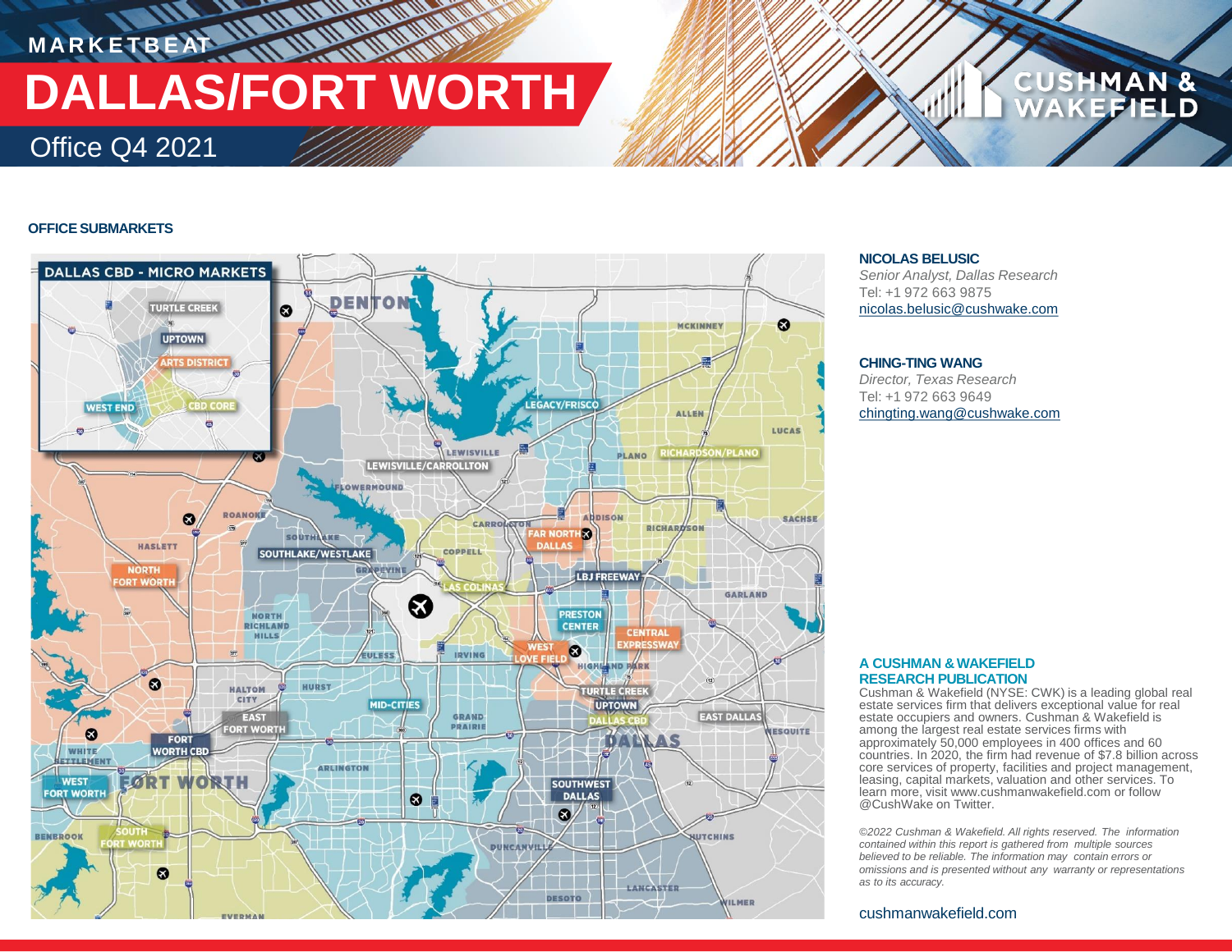MARKETBEAT

# DALLAS/FORT WORTH

Office Q4 2021

### OFFICE SUBMARKETS

DALLAS CBD - MICRO MARKETS

TURTLE CREEK
UPTOWN
ARTS DISTRICT
WEST END
CBD CORE

DENTON
MCKINNEY
LEGACY/FRISCO
ALLEN
LUCAS
LEWISVILLE
LEWISVILLE/CARROLLTON
PLANO
RICHARDSON/PLANO
FLOWERMOUND
ROANOKE
CARROLLTON
ADDISON
FAR NORTH DALLAS
RICHARDSON
SACHSE
HASLETT
SOUTHLAKE
SOUTHLAKE/WESTLAKE
COPPELL
NORTH FORT WORTH
GRAPEVINE
LAS COLINAS
LBJ FREEWAY
GARLAND
NORTH RICHLAND HILLS
PRESTON CENTER
CENTRAL EXPRESSWAY
EULESS
IRVING
WEST LOVE FIELD
HIGHLAND PARK
HALTOM CITY
HURST
MID-CITIES
TURTLE CREEK
UPTOWN
DALLAS CBD
EAST DALLAS
EAST FORT WORTH
GRAND PRAIRIE
MESQUITE
WHITE SETTLEMENT
FORT WORTH CBD
DALLAS
ARLINGTON
WEST FORT WORTH
FORT WORTH
SOUTHWEST DALLAS
BENBROOK
SOUTH FORT WORTH
DUNCANVILLE
HUTCHINS
LANCASTER
DESOTO
WILMER
EVERMAN

**NICOLAS BELUSIC**
*Senior Analyst, Dallas Research*
Tel: +1 972 663 9875
nicolas.belusic@cushwake.com

**CHING-TING WANG**
*Director, Texas Research*
Tel: +1 972 663 9649
chingting.wang@cushwake.com

**A CUSHMAN & WAKEFIELD RESEARCH PUBLICATION**

Cushman & Wakefield (NYSE: CWK) is a leading global real estate services firm that delivers exceptional value for real estate occupiers and owners. Cushman & Wakefield is among the largest real estate services firms with approximately 50,000 employees in 400 offices and 60 countries. In 2020, the firm had revenue of $7.8 billion across core services of property, facilities and project management, leasing, capital markets, valuation and other services. To learn more, visit www.cushmanwakefield.com or follow @CushWake on Twitter.

*©2022 Cushman & Wakefield. All rights reserved. The information contained within this report is gathered from multiple sources believed to be reliable. The information may contain errors or omissions and is presented without any warranty or representations as to its accuracy.*

cushmanwakefield.com